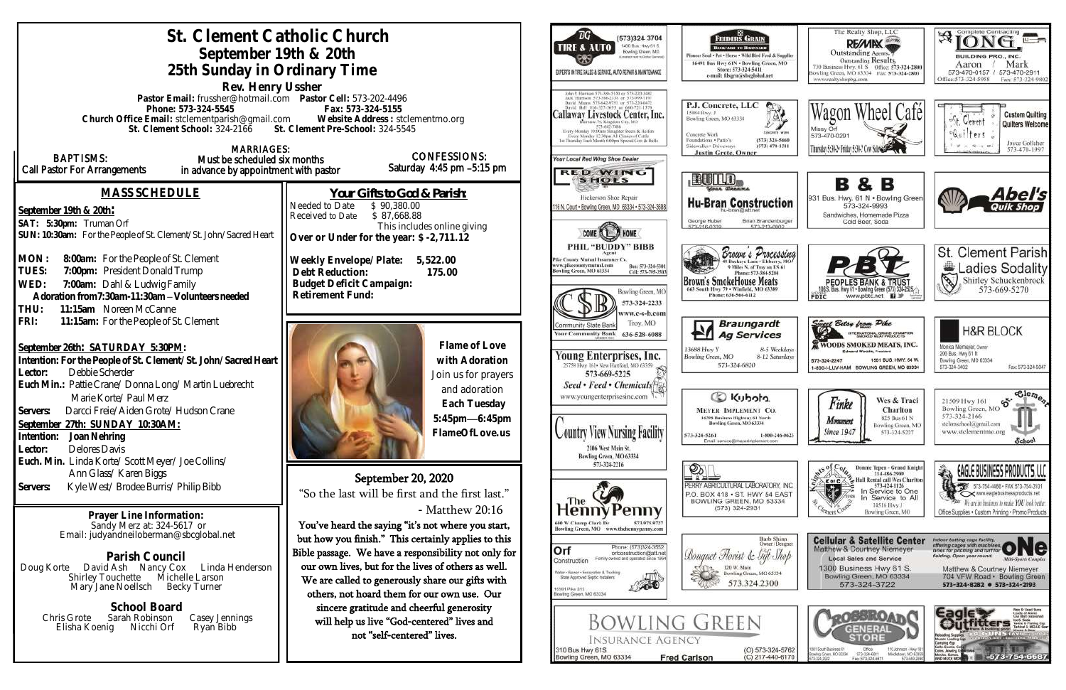# St. Clement Catholic Church

## September 19th & 20th

## 25th Sunday in Ordinary Time

### Rev. Henry Ussher

**Pastor Email:** frussher@hotmail.com **Pastor Cell:** 573-202-4496
**Phone:** 573-324-5545 **Fax:** 573-324-5155
**Church Office Email:** stclementparish@gmail.com **Website Address:** stclementmo.org
**St. Clement School:** 324-2166 **St. Clement Pre-School:** 324-5545

**BAPTISMS:** Call Pastor For Arrangements
**MARRIAGES:** Must be scheduled six months in advance by appointment with pastor
**CONFESSIONS:** Saturday 4:45 pm –5:15 pm

## MASS SCHEDULE

**September 19th & 20th:**
**SAT: 5:30pm:** Truman Orf
**SUN: 10:30am:** For the People of St. Clement/St. John/Sacred Heart

**MON: 8:00am:** For the People of St. Clement
**TUES: 7:00pm:** President Donald Trump
**WED: 7:00am:** Dahl & Ludwig Family
**Adoration from 7:30am-11:30am – Volunteers needed**
**THU: 11:15am** Noreen McCanne
**FRI: 11:15am:** For the People of St. Clement

**September 26th: SATURDAY 5:30PM:**
**Intention: For the People of St. Clement/St. John/Sacred Heart**
**Lector:** Debbie Scherder
**Euch Min.:** Pattie Crane/ Donna Long/ Martin Luebrecht Marie Korte/ Paul Merz
**Servers:** Darcci Freie/Aiden Grote/ Hudson Crane
**September 27th: SUNDAY 10:30AM:**
**Intention: Joan Nehring**
**Lector:** Delores Davis
**Euch. Min.** Linda Korte/ Scott Meyer/ Joe Collins/ Ann Glass/ Karen Biggs
**Servers:** Kyle West/ Brodee Burris/ Philip Bibb

## Your Gifts to God & Parish:

Needed to Date $ 90,380.00
Received to Date $ 87,668.88
This includes online giving
**Over or Under for the year: $ -2,711.12**

**Weekly Envelope/Plate: 5,522.00**
**Debt Reduction: 175.00**
**Budget Deficit Campaign:**
**Retirement Fund:**

**Flame of Love with Adoration**
Join us for prayers and adoration
**Each Tuesday**
**5:45pm—6:45pm**
**FlameOfLove.us**

### Prayer Line Information:
Sandy Merz at: 324-5617 or
Email: judyandneiloberman@sbcglobal.net

### Parish Council
Doug Korte David Ash Nancy Cox Linda Henderson
Shirley Touchette Michelle Larson
Mary Jane Noellsch Becky Turner

### School Board
Chris Grote Sarah Robinson Casey Jennings
Elisha Koenig Nicchi Orf Ryan Bibb

### September 20, 2020

"So the last will be first and the first last."
- Matthew 20:16

You've heard the saying "it's not where you start, but how you finish." This certainly applies to this Bible passage. We have a responsibility not only for our own lives, but for the lives of others as well. We are called to generously share our gifts with others, not hoard them for our own use. Our sincere gratitude and cheerful generosity will help us live "God-centered" lives and not "self-centered" lives.

---

BG Tire & Auto — (573)324-3704, 1400 Bus. Hwy 61 S, Bowling Green, MO. Experts in tire sales & service, auto repair & maintenance

Feeders Grain — Backyard to Barnyard. Pioneer Seed • Pet • Horse • Wild Bird Feed & Supplies. 16491 Bus Hwy 61N • Bowling Green, MO. Store: 573-324-5411. e-mail: fdsgrn@sbcglobal.net

The Realty Shop, LLC — RE/MAX. Outstanding Agents. Outstanding Results. 730 Business Hwy. 61 S Office: 573-324-2800, Bowling Green, MO 63334 Fax: 573-324-2803. www.realtyshopbg.com

Complete Contracting — Long Building Pro., Inc. Aaron 573-470-0157 / Mark 573-470-2911. Office: 573-324-5958 Fax: 573-324-9802

Callaway Livestock Center, Inc. — John P. Harrison 573-386-5150 or 573-220-1482; Jack Harrison 573-386-2138 or 573-999-7197; David Means 573-642-9753 or 573-220-0472; David Bell 816-327-5633 or 660-721-1379. Interstate 70, Kingdom City, MO. 573-642-7486. Every Monday 10:00am Slaughter Steers & Heifers. Every Monday 12:30pm All Classes of Cattle. 1st Thursday Each Month 6:00pm Special Cow & Bulls

P.J. Concrete, LLC — 15084 Hwy. J, Bowling Green, MO 63334. Concrete Work, Foundations • Patio's, Sidewalks • Driveways. (573) 324-5660, (573) 470-1511. Justin Grote, Owner

Wagon Wheel Café — Missy Orf, 573-470-0291. Thursday 5:30-2 • Friday 5:30-2 • Sat 5:30-1

St. Clement Quilters — Custom Quilting, Quilters Welcome. Joyce Colliver 573-470-1997

Your Local Red Wing Shoe Dealer — Red Wing Shoes. Hickerson Shoe Repair, 116 N. Court • Bowling Green, MO 63334 • 573-324-3688

Hu-Bran Construction — hu-bran@att.net. George Huber 573-216-0339, Brian Brandenburger 573-219-0802

B & B — 931 Bus. Hwy. 61 N • Bowling Green. 573-324-9993. Sandwiches, Homemade Pizza, Cold Beer, Soda

Abel's Quik Shop

Come Home — Phil "Buddy" Bibb, Agent. Pike County Mutual Insurance Co. www.pikecountymutual.com. Bowling Green, MO 63334. Bus: 573-324-5301, Cell: 573-705-3503

Brown's Processing — 48 Buckeye Lane • Elsberry, MO. 9 Miles N. of Troy on US 61. Phone: 573-384-5284. Brown's SmokeHouse Meats, 663 South Hwy 79 • Winfield, MO 63389. Phone: 636-566-6112

PBT — Peoples Bank & Trust, 1085 S. Bus. Hwy 61 • Bowling Green (573) 324-2525. www.pbtc.net. Member FDIC

St. Clement Parish Ladies Sodality — Shirley Schuckenbrock 573-669-5270

Community State Bank — Your Community Bank. Bowling Green, MO 573-324-2233. www.c-s-b.com. Troy, MO 636-528-6088

Braungardt Ag Services — 13688 Hwy Y, Bowling Green, MO. 8-5 Weekdays, 8-12 Saturdays. 573-324-6820

Sweet Betsy from Pike — International Grand Champion Smoked Meat Products. Woods Smoked Meats, Inc. Edward Woods, President. 573-324-2247. 1501 Bus. Hwy. 54 W, Bowling Green, MO 63334. 1-800-I-LUV-HAM

H&R Block — Monica Niemeyer, Owner. 206 Bus. Hwy 61 N, Bowling Green, MO 63334. 573-324-3402 Fax: 573-324-5047

Young Enterprises, Inc. — 25759 Hwy 161 • New Hartford, MO 63359. 573-669-5225. Seed • Feed • Chemicals. www.youngenterprisesinc.com

Kubota — Meyer Implement Co. 16398 Business Highway 61 North, Bowling Green, MO 63334. 573-324-5261, 1-800-246-0623. Email: service@meyerimplement.com

Finke Monument — Since 1947. Wes & Traci Charlton, 825 Bus 61 N, Bowling Green, MO. 573-324-5227

St. Clement School — 21509 Hwy 161, Bowling Green, MO. 573-324-2166. stclemschool@gmail.com. www.stclementmo.org

Country View Nursing Facility — 2106 West Main St., Bowling Green, MO 63334. 573-324-2216

Perry Agricultural Laboratory, Inc. — P.O. Box 418 • St. Hwy 54 East, Bowling Green, MO 63334. (573) 324-2931

Knights of Columbus — Donnie Tepen - Grand Knight 314-486-2989. Hall Rental call Wes Charlton 573-424-1126. In Service to One, In Service to All. 14516 Hwy J, Bowling Green, MO

Eagle Business Products, LLC — 573-754-4486 • Fax 573-754-3101. www.eaglebusinessproducts.net. We are in business to make YOU look better. Office Supplies • Custom Printing • Promo Products

The Henry Penny — 600 W Champ Clark Dr, Bowling Green, MO. www.thehennypenny.com. 573.075.0727

Orf Construction — Phone: (573)324-3552, orfconstruction@att.net. Family owned and operated since 1964. Water • Sewer • Excavation & Trucking. State Approved Septic Installers. 16101 Pike 318, Bowling Green, MO 63334

Bouquet Florist & Gift Shop — Barb Shinn, Owner/Designer. 120 W. Main, Bowling Green, MO 63334. 573.324.2300

Cellular & Satellite Center — Matthew & Courtney Niemeyer. Local Sales and Service. 1300 Business Hwy 61 S., Bowling Green, MO 63334. 573-324-3722

One — Indoor batting cage facility, offering cages with machines, lanes for pitching and turf for fielding. Open year round. Mini-Sports Complex. Matthew & Courtney Niemeyer, 704 VFW Road • Bowling Green. 573-324-8282 • 573-324-2193

Bowling Green Insurance Agency — 310 Bus Hwy 61S, Bowling Green, MO 63334. Fred Carlson. (O) 573-324-5762, (C) 217-440-6170

Crossroads General Store — 1001 South Business 61, Bowling Green, MO 63334, 573-324-2022. Office 573-324-6811, Fax 573-324-6811. 110 Johnson - Hwy 161, Middletown, MO 63359, 573-549-2903

Eagle Outfitters — 573-754-6687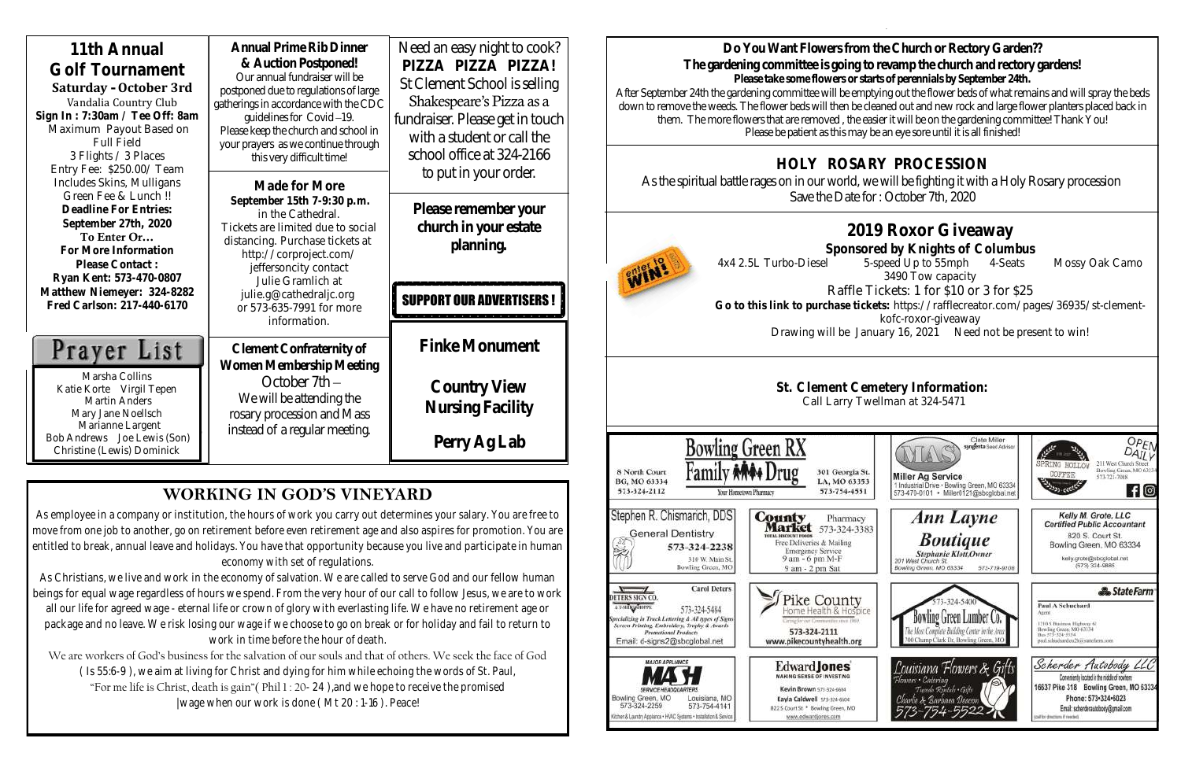## 11th Annual Golf Tournament

**Saturday – October 3rd**

Vandalia Country Club

**Sign In : 7:30am / Tee Off: 8am**

Maximum Payout Based on Full Field

3 Flights / 3 Places

Entry Fee: $250.00/ Team

Includes Skins, Mulligans

Green Fee & Lunch !!

**Deadline For Entries: September 27th, 2020**

**To Enter Or… For More Information Please Contact :**

**Ryan Kent: 573-470-0807**

**Matthew Niemeyer: 324-8282**

**Fred Carlson: 217-440-6170**

## Prayer List

Marsha Collins

Katie Korte Virgil Tepen

Martin Anders

Mary Jane Noellsch

Marianne Largent

Bob Andrews Joe Lewis (Son)

Christine (Lewis) Dominick

## Annual Prime Rib Dinner & Auction Postponed!

Our annual fundraiser will be postponed due to regulations of large gatherings in accordance with the CDC guidelines for Covid –19. Please keep the church and school in your prayers as we continue through this very difficult time!

## Made for More

**September 15th 7-9:30 p.m.** in the Cathedral.

Tickets are limited due to social distancing. Purchase tickets at http://corproject.com/jeffersoncity contact Julie Gramlich at julie.g@cathedraljc.org or 573-635-7991 for more information.

## Clement Confraternity of Women Membership Meeting

October 7th – We will be attending the rosary procession and Mass instead of a regular meeting.

Need an easy night to cook? **PIZZA PIZZA PIZZA!** St Clement School is selling Shakespeare's Pizza as a fundraiser. Please get in touch with a student or call the school office at 324-2166 to put in your order.

***Please remember your church in your estate planning.***

**SUPPORT OUR ADVERTISERS !**

**Finke Monument**

**Country View Nursing Facility**

**Perry Ag Lab**

## WORKING IN GOD'S VINEYARD

As employee in a company or institution, the hours of work you carry out determines your salary. You are free to move from one job to another, go on retirement before even retirement age and also aspires for promotion. You are entitled to break, annual leave and holidays. You have that opportunity because you live and participate in human economy with set of regulations.

As Christians, we live and work in the economy of salvation. We are called to serve God and our fellow human beings for equal wage regardless of hours we spend. From the very hour of our call to follow Jesus, we are to work all our life for agreed wage - eternal life or crown of glory with everlasting life. We have no retirement age or package and no leave. We risk losing our wage if we choose to go on break or for holiday and fail to return to work in time before the hour of death.

We are workers of God's business for the salvation of our souls and that of others. We seek the face of God ( Is 55:6-9 ), we aim at living for Christ and dying for him while echoing the words of St. Paul, "For me life is Christ, death is gain"( Phil 1: 20- 24 ),and we hope to receive the promised |wage when our work is done ( Mt 20 : 1-16 ). Peace!

## Do You Want Flowers from the Church or Rectory Garden??

**The gardening committee is going to revamp the church and rectory gardens!**

**Please take some flowers or starts of perennials by September 24th.**

After September 24th the gardening committee will be emptying out the flower beds of what remains and will spray the beds down to remove the weeds. The flower beds will then be cleaned out and new rock and large flower planters placed back in them. The more flowers that are removed , the easier it will be on the gardening committee! Thank You! Please be patient as this may be an eye sore until it is all finished!

## HOLY ROSARY PROCESSION

As the spiritual battle rages on in our world, we will be fighting it with a Holy Rosary procession

Save the Date for : October 7th, 2020

## 2019 Roxor Giveaway

**Sponsored by Knights of Columbus**

4x4 2.5L Turbo-Diesel 5-speed Up to 55mph 4-Seats Mossy Oak Camo 3490 Tow capacity

Raffle Tickets: 1 for $10 or 3 for $25

**Go to this link to purchase tickets:** https://rafflecreator.com/pages/36935/st-clement-kofc-roxor-giveaway

Drawing will be January 16, 2021 Need not be present to win!

## St. Clement Cemetery Information:

Call Larry Twellman at 324-5471

Bowling Green RX Family Drug — 8 North Court BG, MO 63334 573-324-2112 — 301 Georgia St. LA, MO 63353 573-754-4551 — Your Hometown Pharmacy

Miller Ag Service — Clete Miller, syngenta Seed Advisor — 1 Industrial Drive • Bowling Green, MO 63334 — 573-470-0101 • Miller0121@sbcglobal.net

Spring Hollow Coffee — Open Daily — 211 West Church Street, Bowling Green, MO 63334 — 573-721-7088

Stephen R. Chismarich, DDS — General Dentistry — 573-324-2238 — 310 W. Main St. Bowling Green, MO

County Market Pharmacy — 573-324-3383 — Free Deliveries & Mailing — Emergency Service — 9 am - 6 pm M-F — 9 am - 2 pm Sat

Ann Layne Boutique — Stephanie Klott, Owner — 201 West Church St. Bowling Green, MO 63334 — 573-719-9108

Kelly M. Grote, LLC — Certified Public Accountant — 820 S. Court St. Bowling Green, MO 63334 — kelly.grote@sbcglobal.net — (573) 324-6885

Deters Sign Co. — Carol Deters — 573-324-5484 — Specializing in Truck Lettering & All types of Signs — Screen Printing, Embroidery, Trophy & Awards — Promotional Products — Email: d-signs2@sbcglobal.net

Pike County Home Health & Hospice — 573-324-2111 — www.pikecountyhealth.org

Bowling Green Lumber Co. — 573-324-5400 — The Most Complete Building Center in the Area — 700 Champ Clark Dr. Bowling Green, MO

State Farm — Paul A Schuchard, Agent — 1310 S Business Highway 61, Bowling Green, MO 63334 — paul.schuchardt.lz@statefarm.com

Major Appliance MASH — Service Headquarters — Bowling Green, MO 573-324-2259 — Louisiana, MO 573-754-4141 — Kitchen & Laundry Appliance • HVAC Systems • Installation & Service

Edward Jones — Making Sense of Investing — Kevin Brown 573-324-6604 — Kayla Caldwell 573-324-6604 — 822 S Court St • Bowling Green, MO — www.edwardjones.com

Louisiana Flowers & Gifts — Flowers • Catering • Tuxedo Rentals • Gifts — Charlie & Barbara Deacon — 573-754-5522

Scherder Autobody LLC — Conveniently located in the middle of nowhere — 16637 Pike 318 Bowling Green, MO 63334 — Phone: 573•324•6023 — Email: scherderautobody@gmail.com